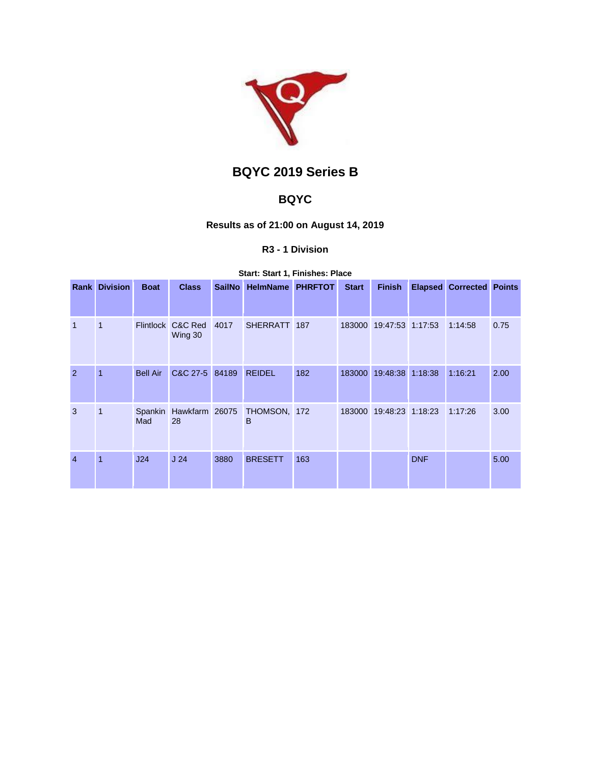# BQYC 2019 Series B

## BQYC

### Results as of 21:00 on August 14, 2019

#### R3 - 1 Division

**Start: Start 1, Finishes: Place**

| Rank | Division | Boat | Class | SailNo | HelmName | PHRFTOT | Start | Finish | Elapsed | Corrected | Points |
|---|---|---|---|---|---|---|---|---|---|---|---|
| 1 | 1 | Flintlock | C&C Red Wing 30 | 4017 | SHERRATT | 187 | 183000 | 19:47:53 | 1:17:53 | 1:14:58 | 0.75 |
| 2 | 1 | Bell Air | C&C 27-5 | 84189 | REIDEL | 182 | 183000 | 19:48:38 | 1:18:38 | 1:16:21 | 2.00 |
| 3 | 1 | Spankin Mad | Hawkfarm 28 | 26075 | THOMSON, B | 172 | 183000 | 19:48:23 | 1:18:23 | 1:17:26 | 3.00 |
| 4 | 1 | J24 | J 24 | 3880 | BRESETT | 163 | | | DNF | | 5.00 |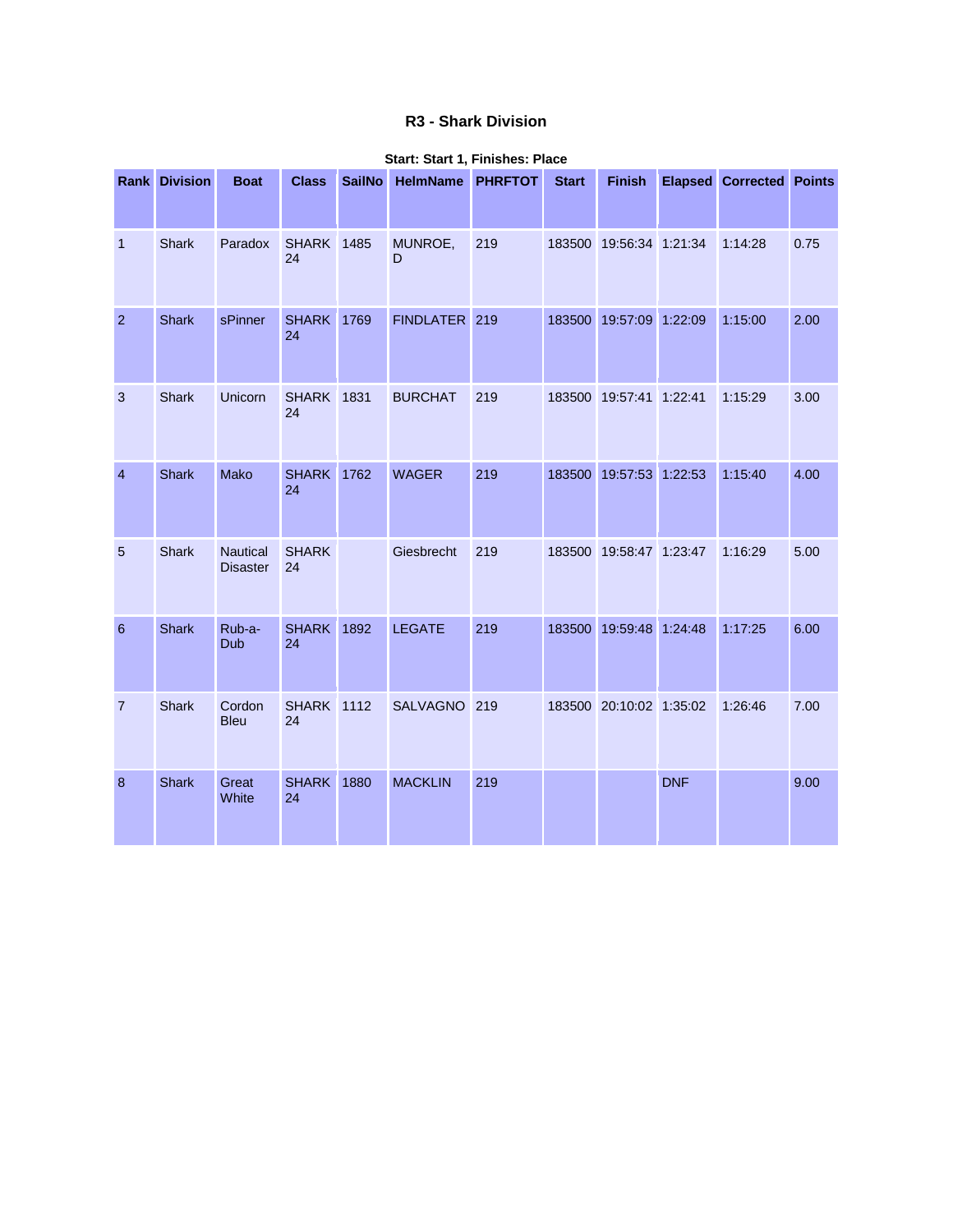## R3 - Shark Division

**Start: Start 1, Finishes: Place**

| Rank | Division | Boat | Class | SailNo | HelmName | PHRFTOT | Start | Finish | Elapsed | Corrected | Points |
|---|---|---|---|---|---|---|---|---|---|---|---|
| 1 | Shark | Paradox | SHARK 24 | 1485 | MUNROE, D | 219 | 183500 | 19:56:34 | 1:21:34 | 1:14:28 | 0.75 |
| 2 | Shark | sPinner | SHARK 24 | 1769 | FINDLATER | 219 | 183500 | 19:57:09 | 1:22:09 | 1:15:00 | 2.00 |
| 3 | Shark | Unicorn | SHARK 24 | 1831 | BURCHAT | 219 | 183500 | 19:57:41 | 1:22:41 | 1:15:29 | 3.00 |
| 4 | Shark | Mako | SHARK 24 | 1762 | WAGER | 219 | 183500 | 19:57:53 | 1:22:53 | 1:15:40 | 4.00 |
| 5 | Shark | Nautical Disaster | SHARK 24 | | Giesbrecht | 219 | 183500 | 19:58:47 | 1:23:47 | 1:16:29 | 5.00 |
| 6 | Shark | Rub-a-Dub | SHARK 24 | 1892 | LEGATE | 219 | 183500 | 19:59:48 | 1:24:48 | 1:17:25 | 6.00 |
| 7 | Shark | Cordon Bleu | SHARK 24 | 1112 | SALVAGNO | 219 | 183500 | 20:10:02 | 1:35:02 | 1:26:46 | 7.00 |
| 8 | Shark | Great White | SHARK 24 | 1880 | MACKLIN | 219 | | | DNF | | 9.00 |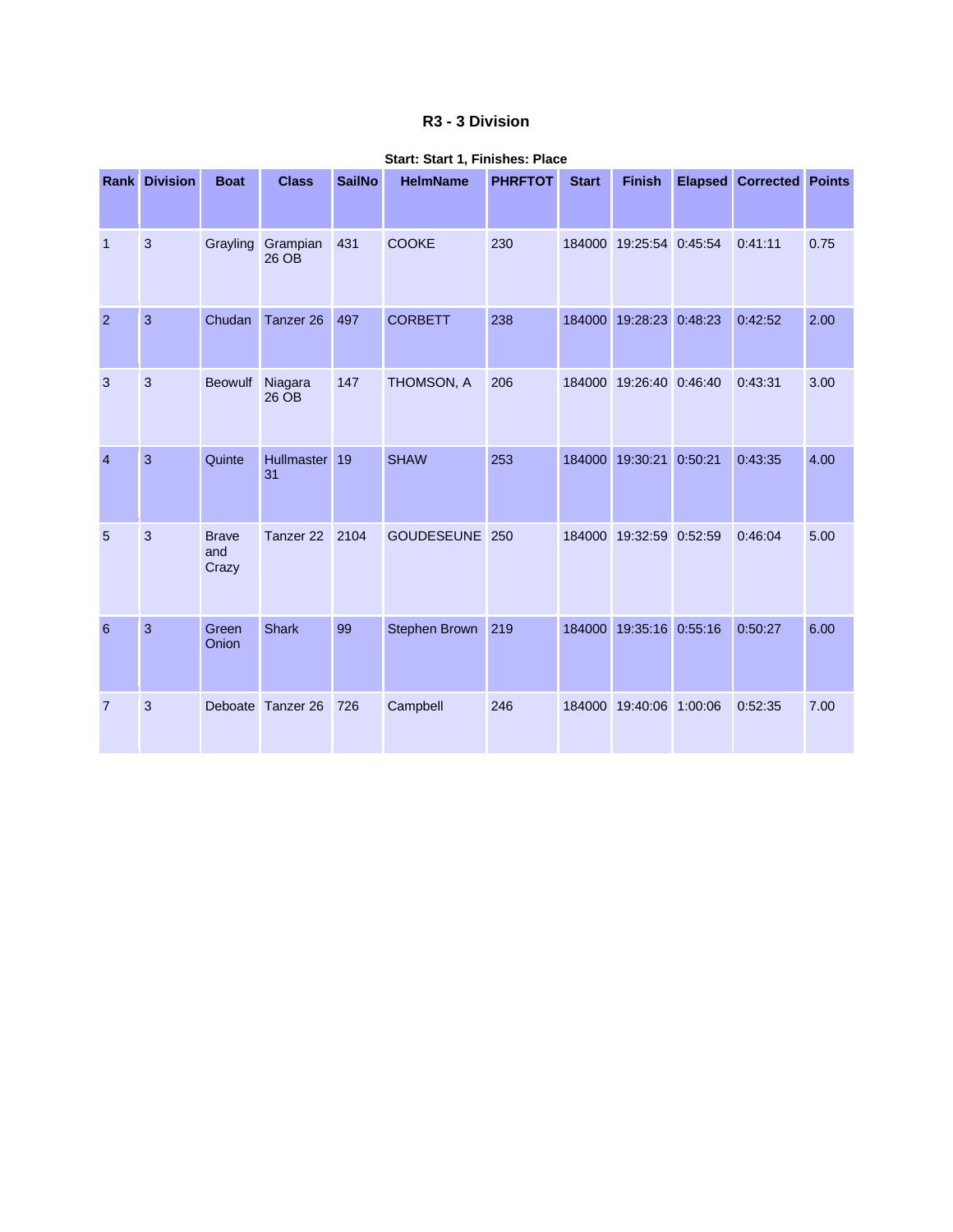# R3 - 3 Division

**Start: Start 1, Finishes: Place**

| Rank | Division | Boat | Class | SailNo | HelmName | PHRFTOT | Start | Finish | Elapsed | Corrected | Points |
|---|---|---|---|---|---|---|---|---|---|---|---|
| 1 | 3 | Grayling | Grampian 26 OB | 431 | COOKE | 230 | 184000 | 19:25:54 | 0:45:54 | 0:41:11 | 0.75 |
| 2 | 3 | Chudan | Tanzer 26 | 497 | CORBETT | 238 | 184000 | 19:28:23 | 0:48:23 | 0:42:52 | 2.00 |
| 3 | 3 | Beowulf | Niagara 26 OB | 147 | THOMSON, A | 206 | 184000 | 19:26:40 | 0:46:40 | 0:43:31 | 3.00 |
| 4 | 3 | Quinte | Hullmaster 31 | 19 | SHAW | 253 | 184000 | 19:30:21 | 0:50:21 | 0:43:35 | 4.00 |
| 5 | 3 | Brave and Crazy | Tanzer 22 | 2104 | GOUDESEUNE | 250 | 184000 | 19:32:59 | 0:52:59 | 0:46:04 | 5.00 |
| 6 | 3 | Green Onion | Shark | 99 | Stephen Brown | 219 | 184000 | 19:35:16 | 0:55:16 | 0:50:27 | 6.00 |
| 7 | 3 | Deboate | Tanzer 26 | 726 | Campbell | 246 | 184000 | 19:40:06 | 1:00:06 | 0:52:35 | 7.00 |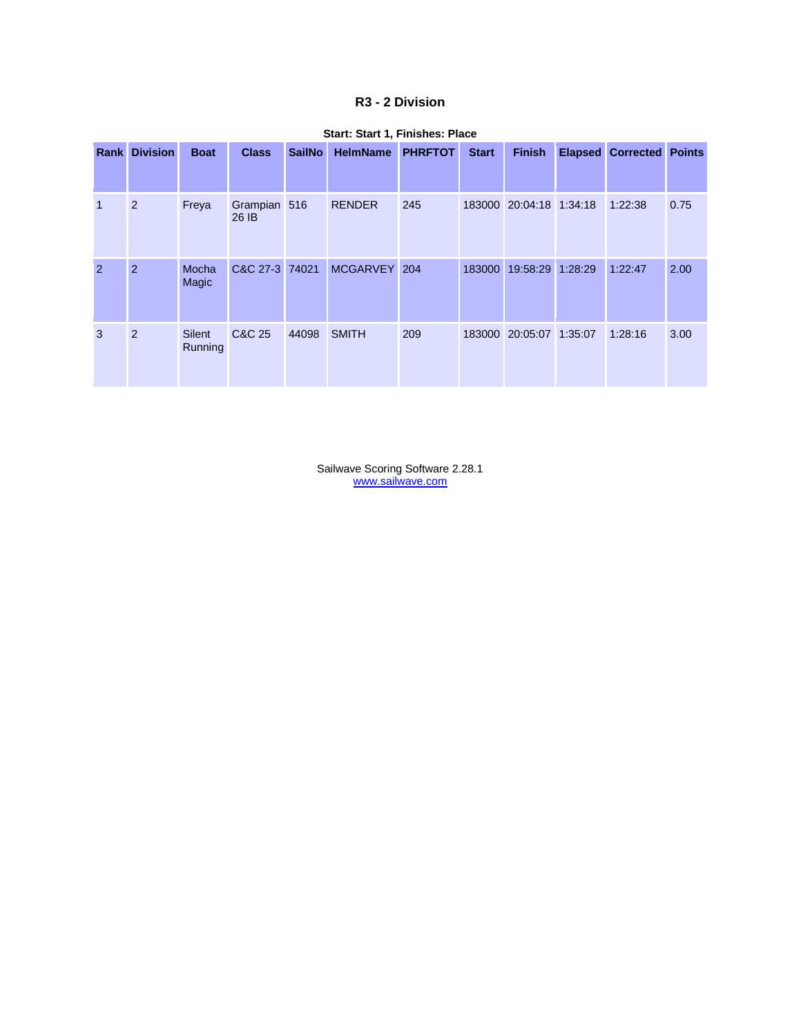## R3 - 2 Division

**Start: Start 1, Finishes: Place**

| Rank | Division | Boat | Class | SailNo | HelmName | PHRFTOT | Start | Finish | Elapsed | Corrected | Points |
|---|---|---|---|---|---|---|---|---|---|---|---|
| 1 | 2 | Freya | Grampian 26 IB | 516 | RENDER | 245 | 183000 | 20:04:18 | 1:34:18 | 1:22:38 | 0.75 |
| 2 | 2 | Mocha Magic | C&C 27-3 | 74021 | MCGARVEY | 204 | 183000 | 19:58:29 | 1:28:29 | 1:22:47 | 2.00 |
| 3 | 2 | Silent Running | C&C 25 | 44098 | SMITH | 209 | 183000 | 20:05:07 | 1:35:07 | 1:28:16 | 3.00 |

Sailwave Scoring Software 2.28.1
www.sailwave.com